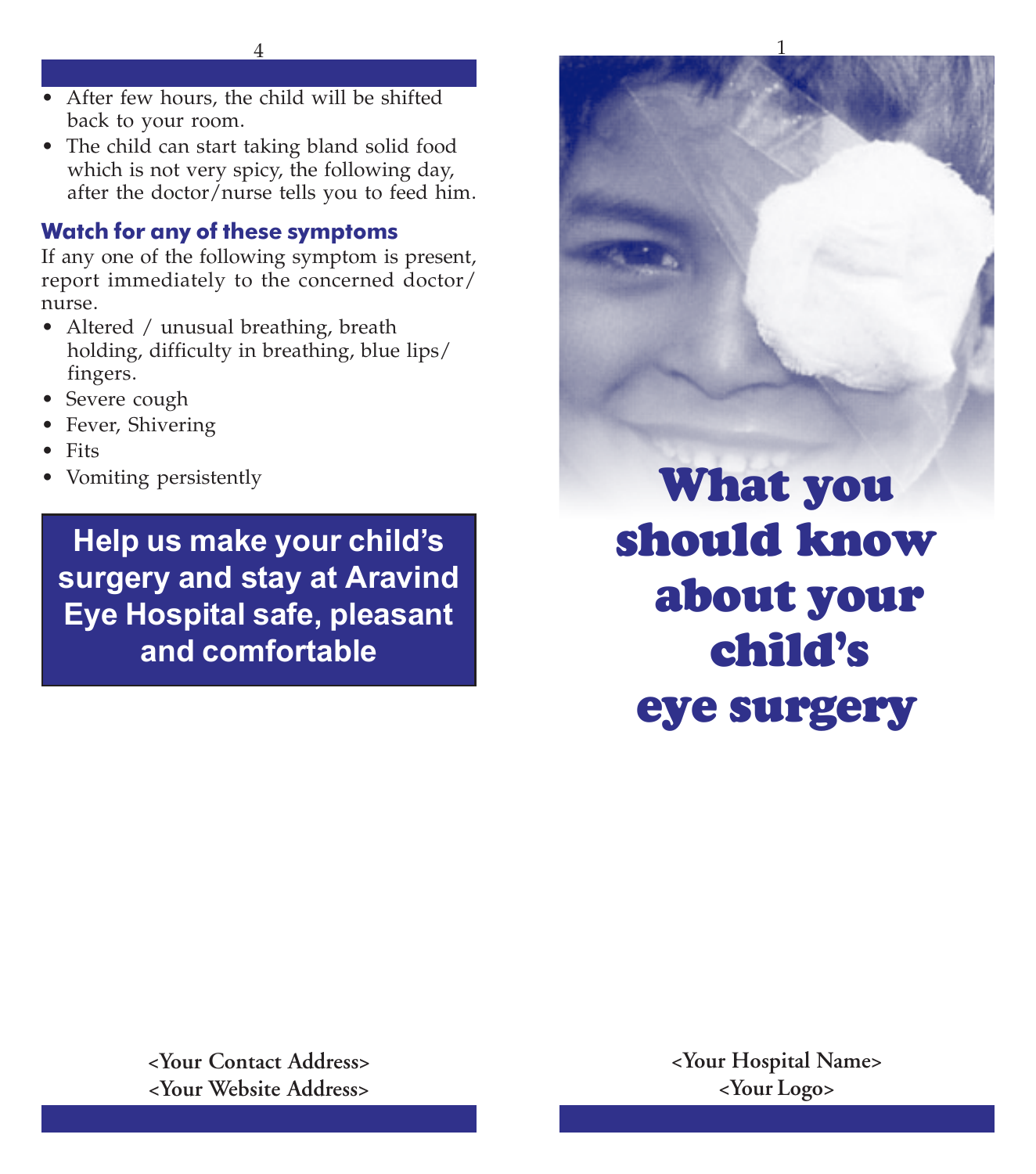- After few hours, the child will be shifted back to your room.
- The child can start taking bland solid food which is not very spicy, the following day, after the doctor/nurse tells you to feed him.

## Watch for any of these symptoms

If any one of the following symptom is present, report immediately to the concerned doctor/ nurse.

- Altered / unusual breathing, breath holding, difficulty in breathing, blue lips/ fingers.
- Severe cough
- Fever, Shivering
- Fits
- Vomiting persistently

**Help us make your child's surgery and stay at Aravind Eye Hospital safe, pleasant and comfortable**

**<Your Contact Address>**
**<Your Website Address>**

# What you should know about your child's eye surgery

**<Your Hospital Name>**
**<Your Logo>**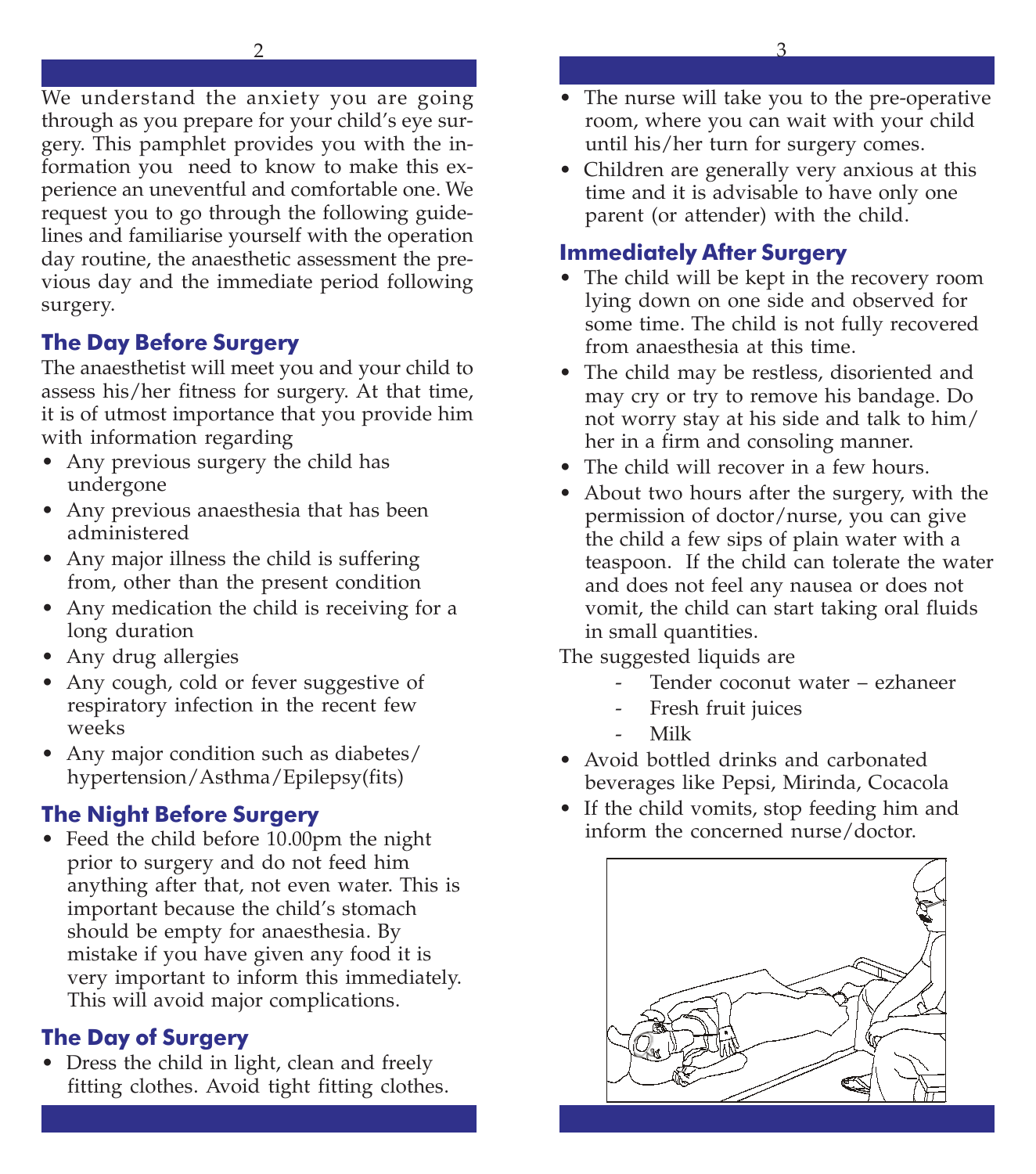We understand the anxiety you are going through as you prepare for your child's eye surgery. This pamphlet provides you with the information you need to know to make this experience an uneventful and comfortable one. We request you to go through the following guidelines and familiarise yourself with the operation day routine, the anaesthetic assessment the previous day and the immediate period following surgery.

## The Day Before Surgery

The anaesthetist will meet you and your child to assess his/her fitness for surgery. At that time, it is of utmost importance that you provide him with information regarding

- Any previous surgery the child has undergone
- Any previous anaesthesia that has been administered
- Any major illness the child is suffering from, other than the present condition
- Any medication the child is receiving for a long duration
- Any drug allergies
- Any cough, cold or fever suggestive of respiratory infection in the recent few weeks
- Any major condition such as diabetes/ hypertension/Asthma/Epilepsy(fits)

## The Night Before Surgery

- Feed the child before 10.00pm the night prior to surgery and do not feed him anything after that, not even water. This is important because the child's stomach should be empty for anaesthesia. By mistake if you have given any food it is very important to inform this immediately. This will avoid major complications.

## The Day of Surgery

- Dress the child in light, clean and freely fitting clothes. Avoid tight fitting clothes.
- The nurse will take you to the pre-operative room, where you can wait with your child until his/her turn for surgery comes.
- Children are generally very anxious at this time and it is advisable to have only one parent (or attender) with the child.

## Immediately After Surgery

- The child will be kept in the recovery room lying down on one side and observed for some time. The child is not fully recovered from anaesthesia at this time.
- The child may be restless, disoriented and may cry or try to remove his bandage. Do not worry stay at his side and talk to him/ her in a firm and consoling manner.
- The child will recover in a few hours.
- About two hours after the surgery, with the permission of doctor/nurse, you can give the child a few sips of plain water with a teaspoon. If the child can tolerate the water and does not feel any nausea or does not vomit, the child can start taking oral fluids in small quantities.

The suggested liquids are

- Tender coconut water – ezhaneer
- Fresh fruit juices
- Milk

- Avoid bottled drinks and carbonated beverages like Pepsi, Mirinda, Cocacola
- If the child vomits, stop feeding him and inform the concerned nurse/doctor.